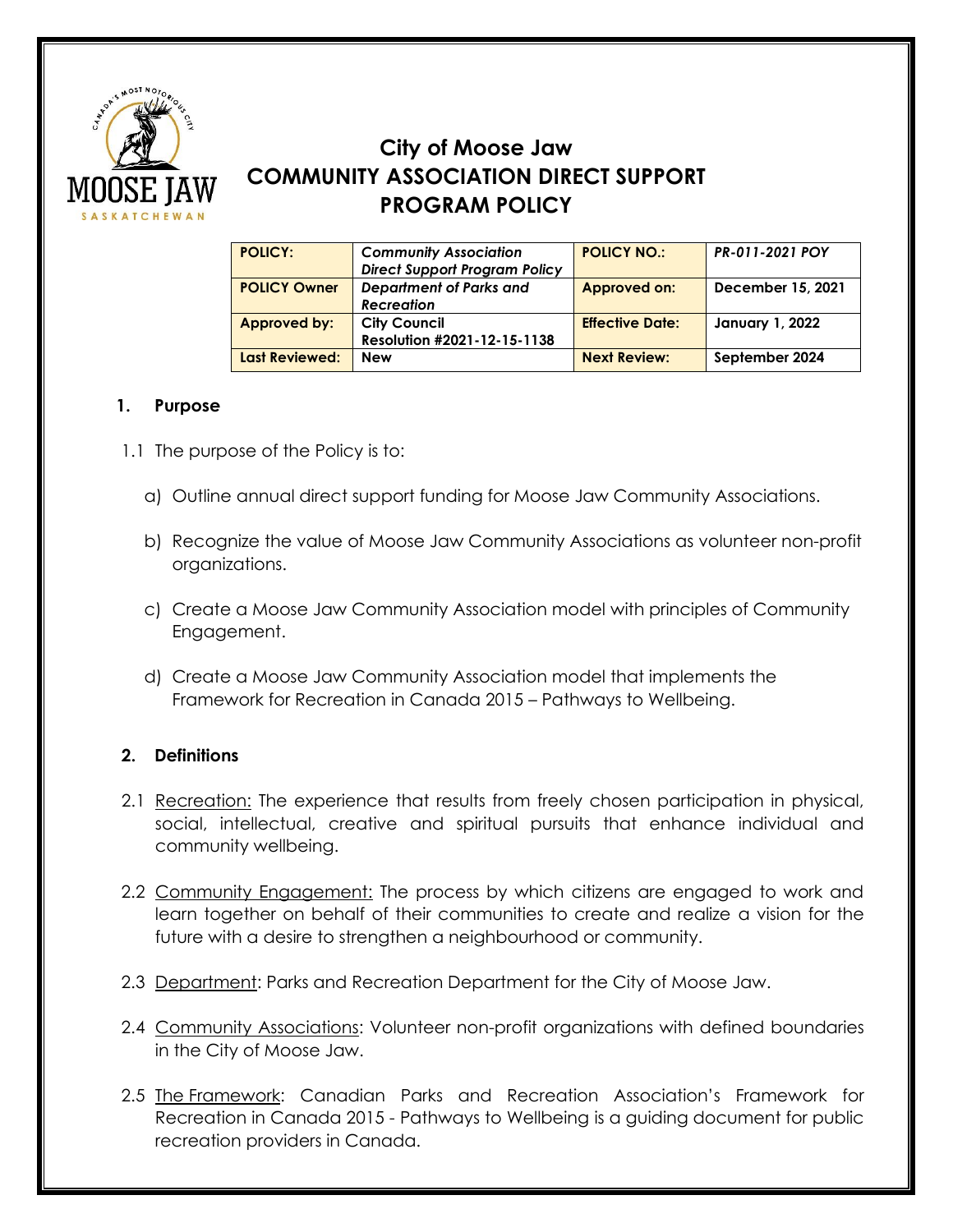# City of Moose Jaw
# COMMUNITY ASSOCIATION DIRECT SUPPORT PROGRAM POLICY

| **POLICY:** | ***Community Association Direct Support Program Policy*** | **POLICY NO.:** | ***PR-011-2021 POY*** |
|---|---|---|---|
| **POLICY Owner** | ***Department of Parks and Recreation*** | **Approved on:** | **December 15, 2021** |
| **Approved by:** | **City Council Resolution #2021-12-15-1138** | **Effective Date:** | **January 1, 2022** |
| **Last Reviewed:** | **New** | **Next Review:** | **September 2024** |

## 1. Purpose

1.1 The purpose of the Policy is to:

a) Outline annual direct support funding for Moose Jaw Community Associations.

b) Recognize the value of Moose Jaw Community Associations as volunteer non-profit organizations.

c) Create a Moose Jaw Community Association model with principles of Community Engagement.

d) Create a Moose Jaw Community Association model that implements the Framework for Recreation in Canada 2015 – Pathways to Wellbeing.

## 2. Definitions

2.1 Recreation: The experience that results from freely chosen participation in physical, social, intellectual, creative and spiritual pursuits that enhance individual and community wellbeing.

2.2 Community Engagement: The process by which citizens are engaged to work and learn together on behalf of their communities to create and realize a vision for the future with a desire to strengthen a neighbourhood or community.

2.3 Department: Parks and Recreation Department for the City of Moose Jaw.

2.4 Community Associations: Volunteer non-profit organizations with defined boundaries in the City of Moose Jaw.

2.5 The Framework: Canadian Parks and Recreation Association's Framework for Recreation in Canada 2015 - Pathways to Wellbeing is a guiding document for public recreation providers in Canada.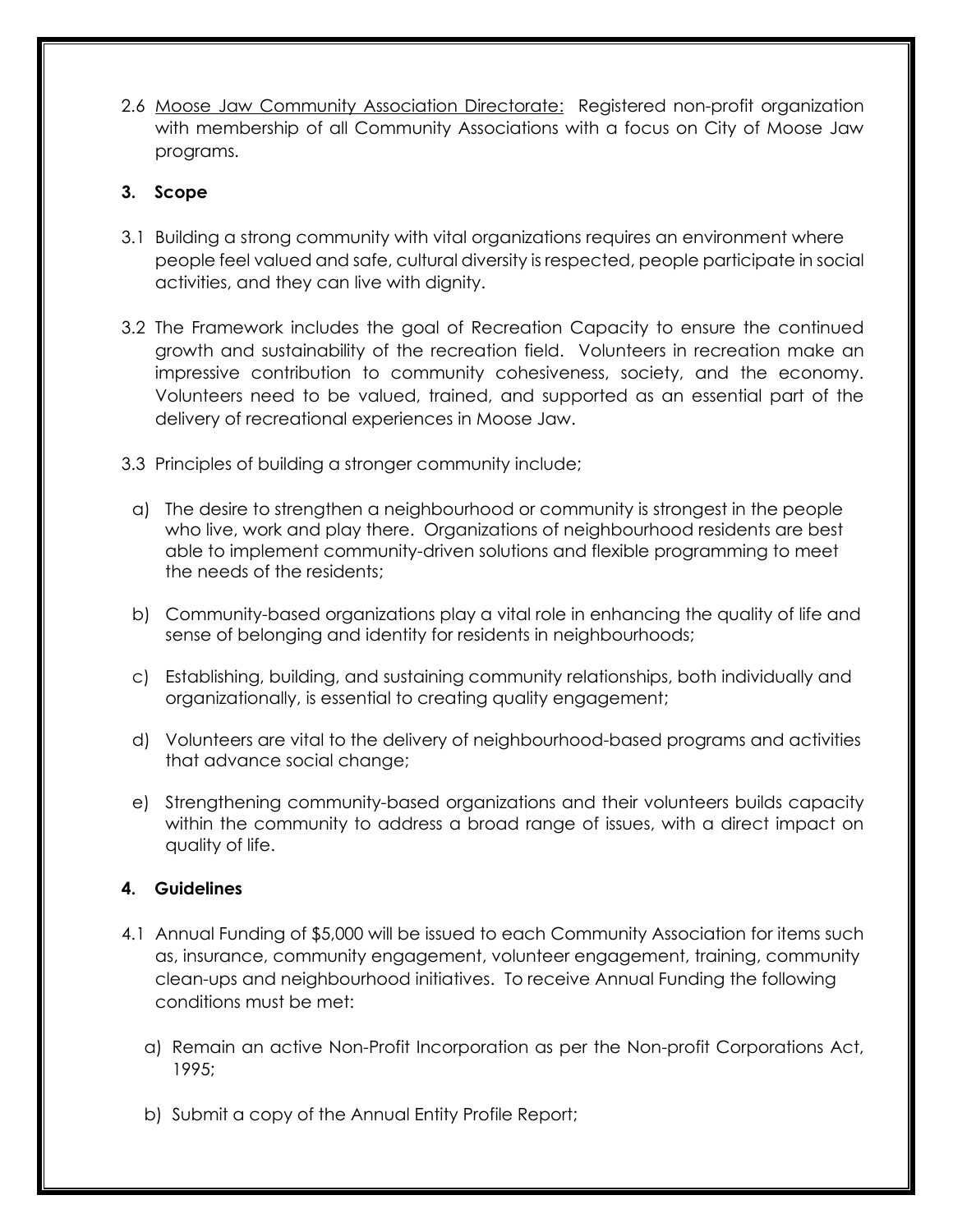2.6 Moose Jaw Community Association Directorate: Registered non-profit organization with membership of all Community Associations with a focus on City of Moose Jaw programs.

## 3. Scope

3.1 Building a strong community with vital organizations requires an environment where people feel valued and safe, cultural diversity is respected, people participate in social activities, and they can live with dignity.

3.2 The Framework includes the goal of Recreation Capacity to ensure the continued growth and sustainability of the recreation field. Volunteers in recreation make an impressive contribution to community cohesiveness, society, and the economy. Volunteers need to be valued, trained, and supported as an essential part of the delivery of recreational experiences in Moose Jaw.

3.3 Principles of building a stronger community include;

a) The desire to strengthen a neighbourhood or community is strongest in the people who live, work and play there. Organizations of neighbourhood residents are best able to implement community-driven solutions and flexible programming to meet the needs of the residents;

b) Community-based organizations play a vital role in enhancing the quality of life and sense of belonging and identity for residents in neighbourhoods;

c) Establishing, building, and sustaining community relationships, both individually and organizationally, is essential to creating quality engagement;

d) Volunteers are vital to the delivery of neighbourhood-based programs and activities that advance social change;

e) Strengthening community-based organizations and their volunteers builds capacity within the community to address a broad range of issues, with a direct impact on quality of life.

## 4. Guidelines

4.1 Annual Funding of $5,000 will be issued to each Community Association for items such as, insurance, community engagement, volunteer engagement, training, community clean-ups and neighbourhood initiatives. To receive Annual Funding the following conditions must be met:

a) Remain an active Non-Profit Incorporation as per the Non-profit Corporations Act, 1995;

b) Submit a copy of the Annual Entity Profile Report;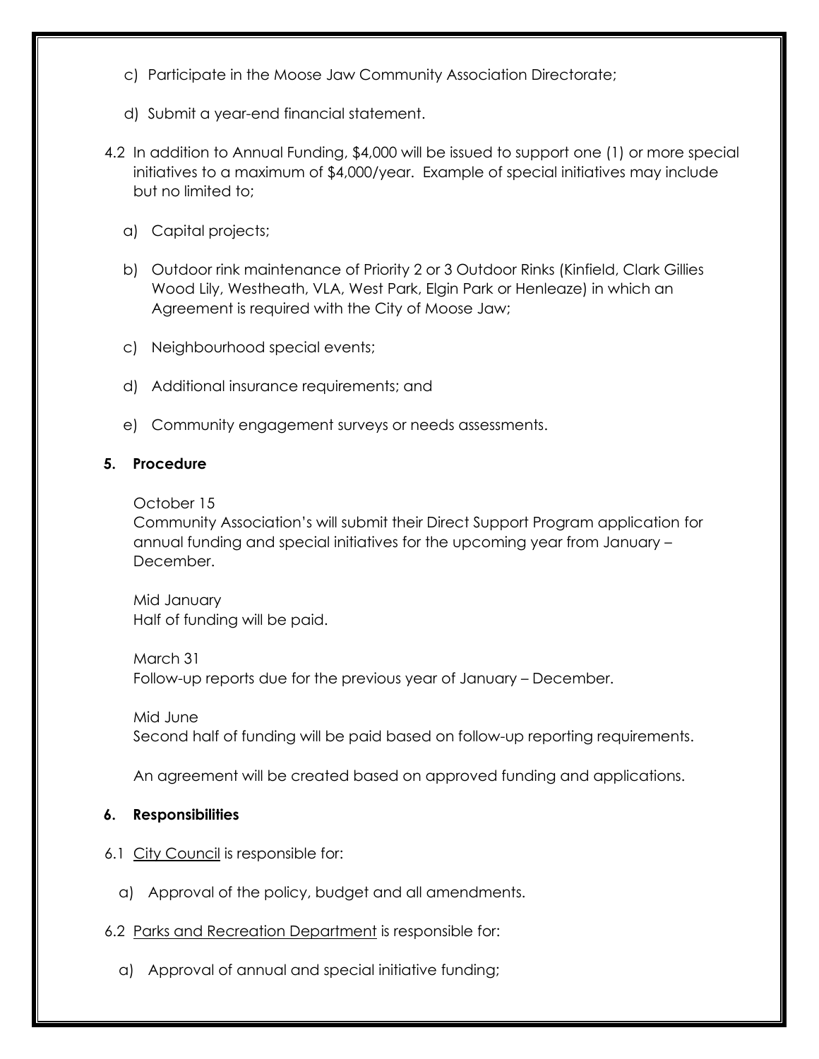c) Participate in the Moose Jaw Community Association Directorate;

d) Submit a year-end financial statement.

4.2 In addition to Annual Funding, $4,000 will be issued to support one (1) or more special initiatives to a maximum of $4,000/year. Example of special initiatives may include but no limited to;

a) Capital projects;

b) Outdoor rink maintenance of Priority 2 or 3 Outdoor Rinks (Kinfield, Clark Gillies Wood Lily, Westheath, VLA, West Park, Elgin Park or Henleaze) in which an Agreement is required with the City of Moose Jaw;

c) Neighbourhood special events;

d) Additional insurance requirements; and

e) Community engagement surveys or needs assessments.

## 5. Procedure

October 15
Community Association's will submit their Direct Support Program application for annual funding and special initiatives for the upcoming year from January – December.

Mid January
Half of funding will be paid.

March 31
Follow-up reports due for the previous year of January – December.

Mid June
Second half of funding will be paid based on follow-up reporting requirements.

An agreement will be created based on approved funding and applications.

## 6. Responsibilities

6.1 City Council is responsible for:

a) Approval of the policy, budget and all amendments.

6.2 Parks and Recreation Department is responsible for:

a) Approval of annual and special initiative funding;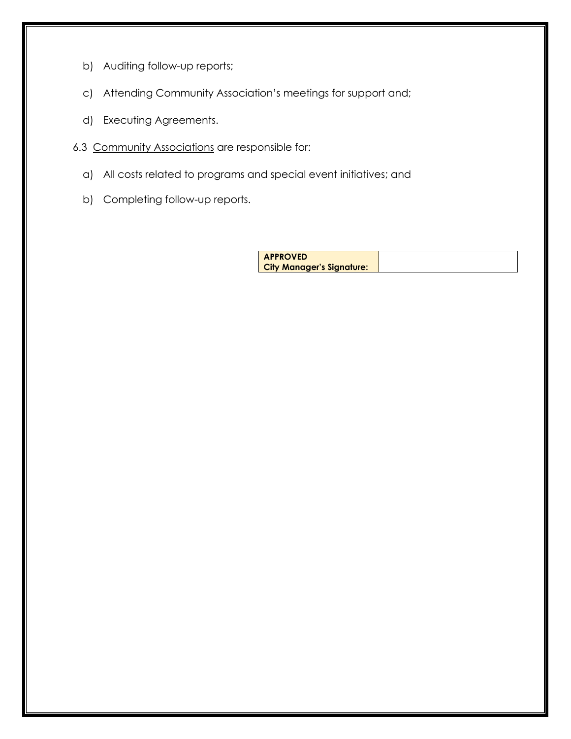b) Auditing follow-up reports;

c) Attending Community Association's meetings for support and;

d) Executing Agreements.

6.3 Community Associations are responsible for:

a) All costs related to programs and special event initiatives; and

b) Completing follow-up reports.

| **APPROVED**<br>**City Manager's Signature:** | |
|---|---|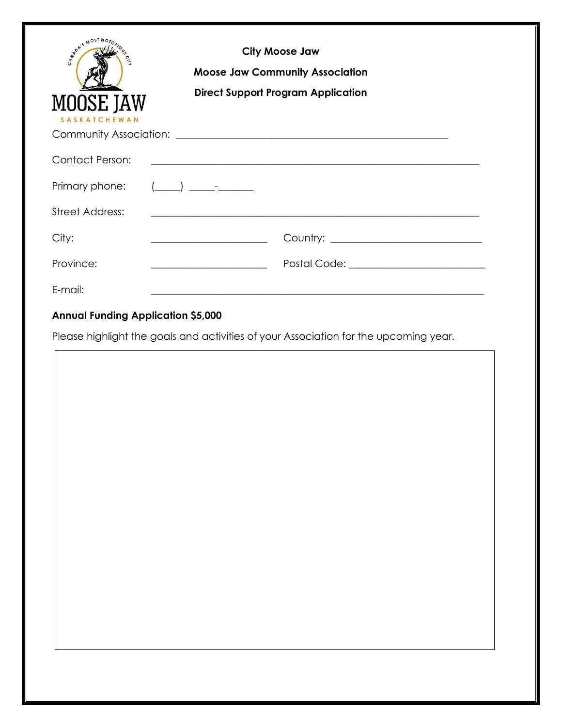**City Moose Jaw**

**Moose Jaw Community Association**

**Direct Support Program Application**

Community Association: ___________________________________________________

Contact Person: ___________________________________________________

Primary phone: (_____) _____-_______

Street Address: ___________________________________________________

City: ______________________ Country: ___________________________

Province: ______________________ Postal Code: ________________________

E-mail: ___________________________________________________

**Annual Funding Application $5,000**

Please highlight the goals and activities of your Association for the upcoming year.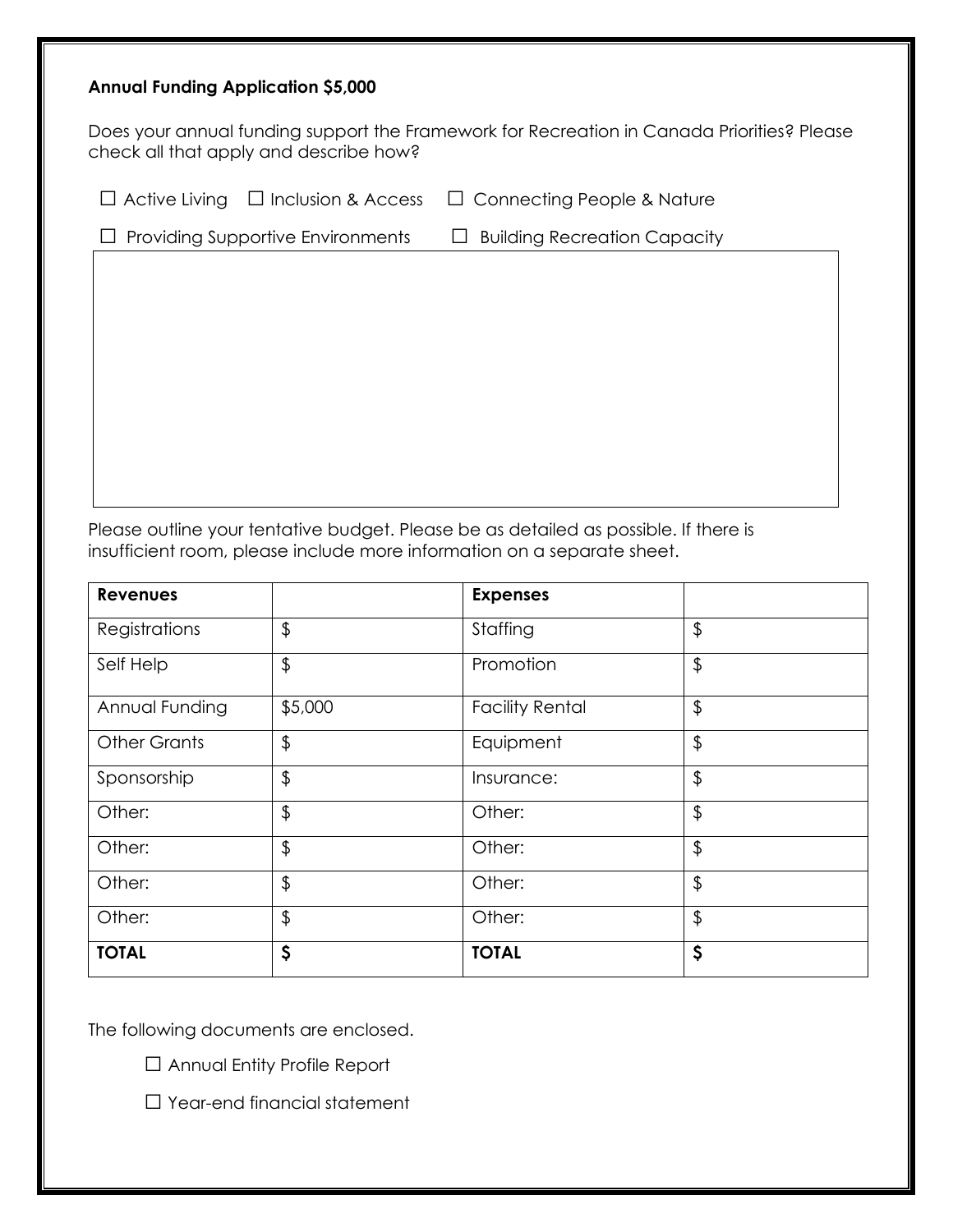**Annual Funding Application $5,000**

Does your annual funding support the Framework for Recreation in Canada Priorities? Please check all that apply and describe how?

☐ Active Living ☐ Inclusion & Access ☐ Connecting People & Nature

☐ Providing Supportive Environments ☐ Building Recreation Capacity

Please outline your tentative budget. Please be as detailed as possible. If there is insufficient room, please include more information on a separate sheet.

| **Revenues** | | **Expenses** | |
|---|---|---|---|
| Registrations | $ | Staffing | $ |
| Self Help | $ | Promotion | $ |
| Annual Funding | $5,000 | Facility Rental | $ |
| Other Grants | $ | Equipment | $ |
| Sponsorship | $ | Insurance: | $ |
| Other: | $ | Other: | $ |
| Other: | $ | Other: | $ |
| Other: | $ | Other: | $ |
| Other: | $ | Other: | $ |
| **TOTAL** | **$** | **TOTAL** | **$** |

The following documents are enclosed.

☐ Annual Entity Profile Report

☐ Year-end financial statement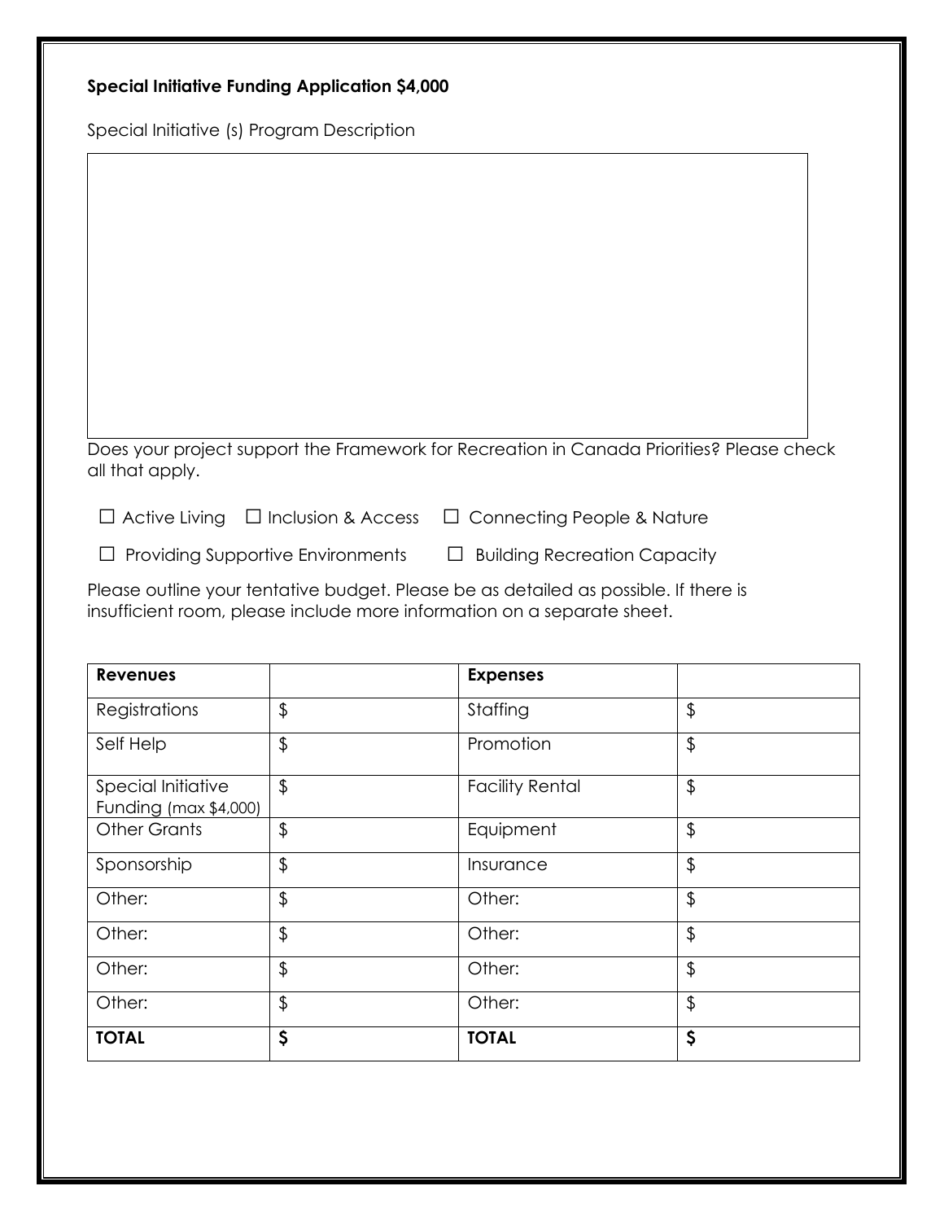**Special Initiative Funding Application $4,000**

Special Initiative (s) Program Description

| |
|---|
| |

Does your project support the Framework for Recreation in Canada Priorities? Please check all that apply.

☐ Active Living ☐ Inclusion & Access ☐ Connecting People & Nature

☐ Providing Supportive Environments ☐ Building Recreation Capacity

Please outline your tentative budget. Please be as detailed as possible. If there is insufficient room, please include more information on a separate sheet.

| **Revenues** | | **Expenses** | |
|---|---|---|---|
| Registrations | $ | Staffing | $ |
| Self Help | $ | Promotion | $ |
| Special Initiative Funding (max $4,000) | $ | Facility Rental | $ |
| Other Grants | $ | Equipment | $ |
| Sponsorship | $ | Insurance | $ |
| Other: | $ | Other: | $ |
| Other: | $ | Other: | $ |
| Other: | $ | Other: | $ |
| Other: | $ | Other: | $ |
| **TOTAL** | **$** | **TOTAL** | **$** |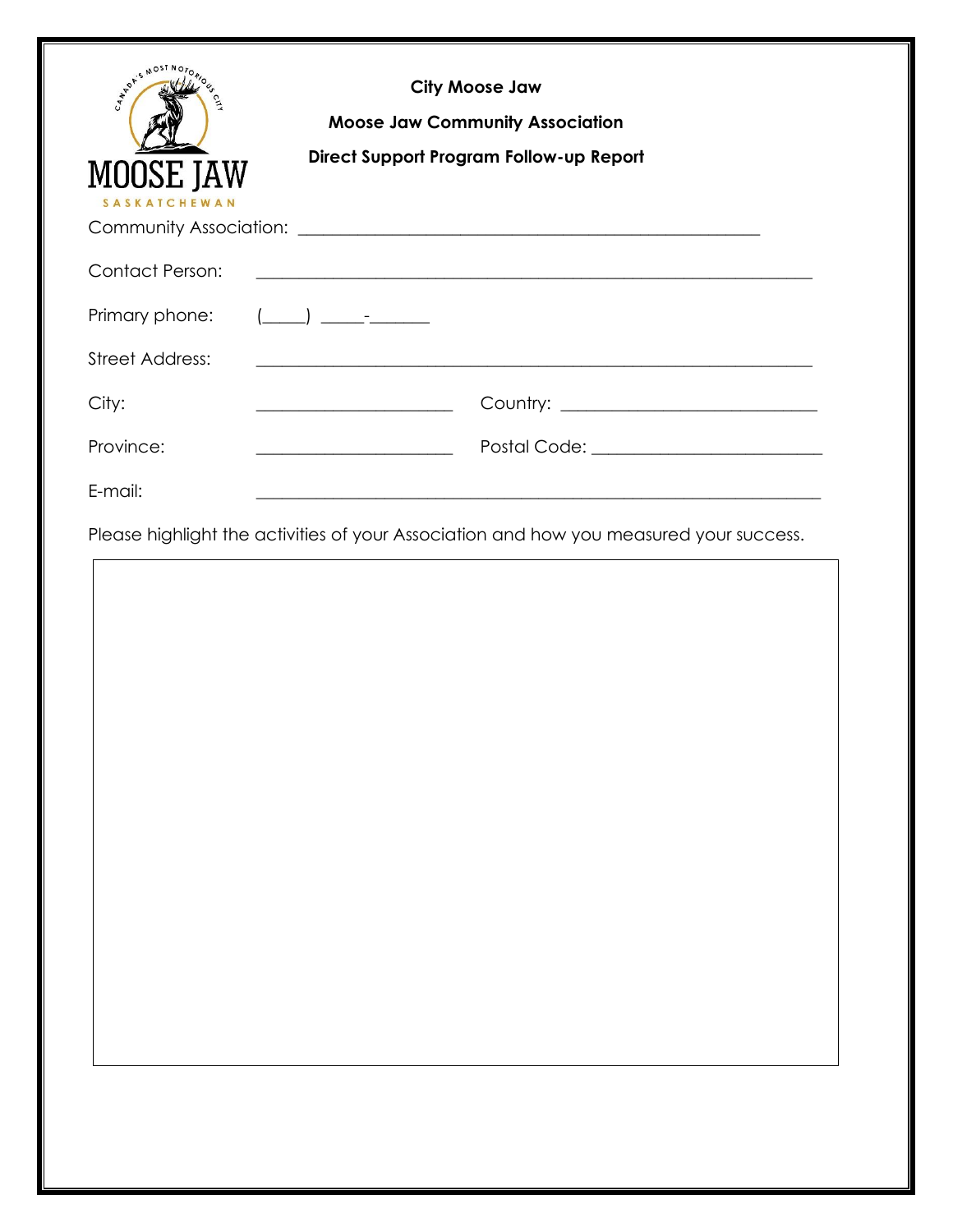**City Moose Jaw**

**Moose Jaw Community Association**

**Direct Support Program Follow-up Report**

Community Association: ____________________________________________________

Contact Person: ______________________________________________________________

Primary phone: (_____) _____-_______

Street Address: ______________________________________________________________

City: ______________________ Country: ____________________________

Province: ______________________ Postal Code: _________________________

E-mail: ______________________________________________________________

Please highlight the activities of your Association and how you measured your success.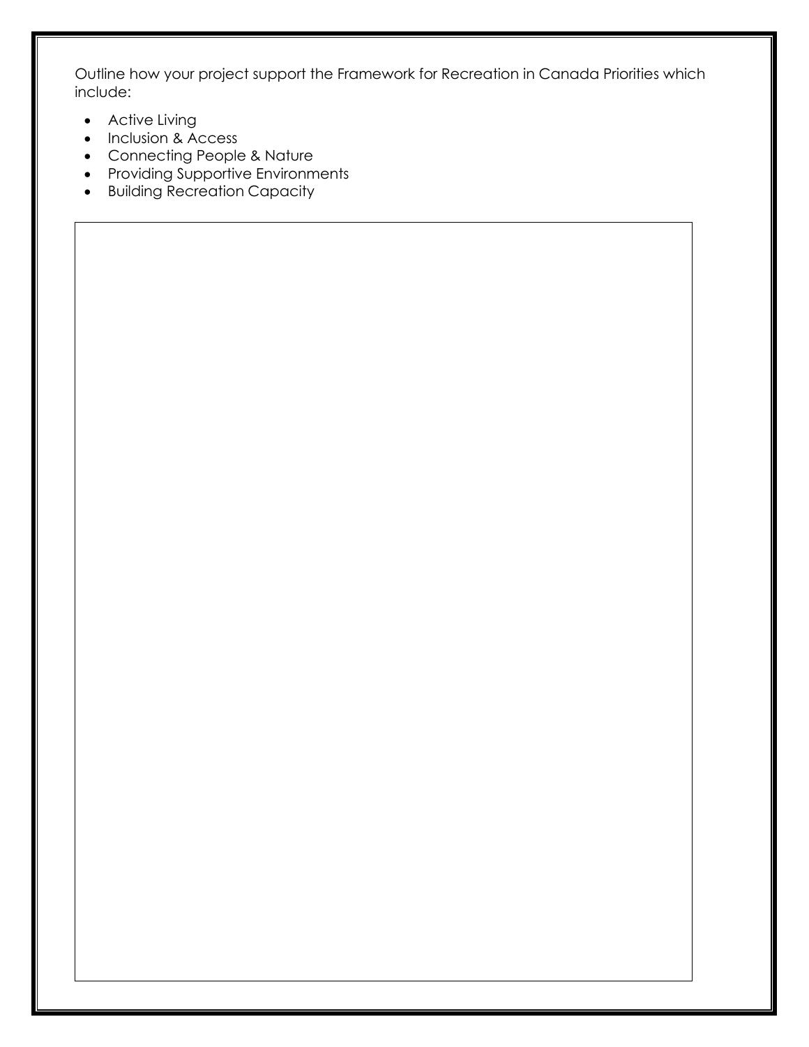Outline how your project support the Framework for Recreation in Canada Priorities which include:

- Active Living
- Inclusion & Access
- Connecting People & Nature
- Providing Supportive Environments
- Building Recreation Capacity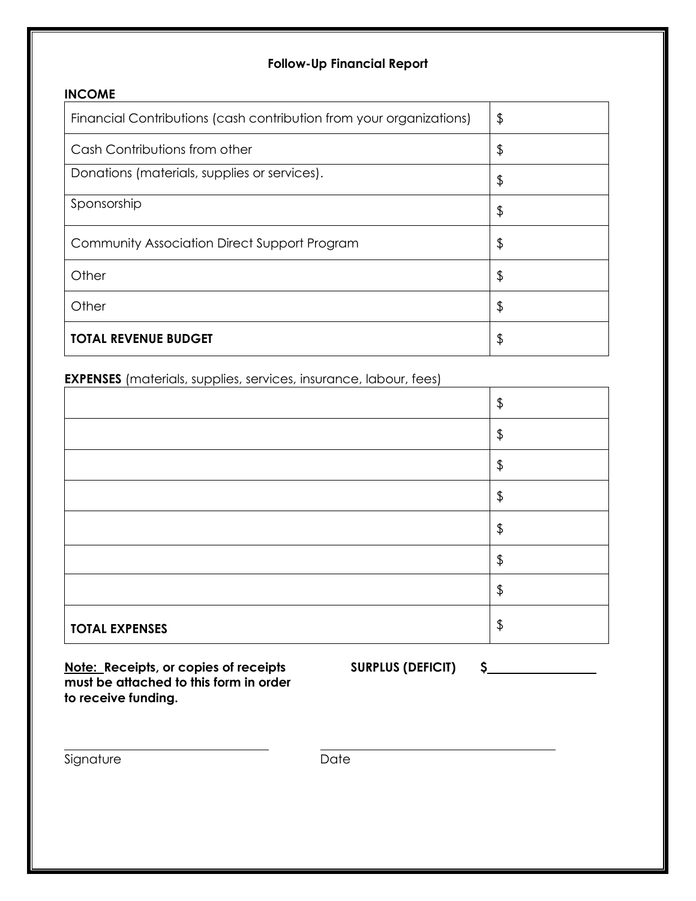**Follow-Up Financial Report**

**INCOME**

| | |
|---|---|
| Financial Contributions (cash contribution from your organizations) | $ |
| Cash Contributions from other | $ |
| Donations (materials, supplies or services). | $ |
| Sponsorship | $ |
| Community Association Direct Support Program | $ |
| Other | $ |
| Other | $ |
| **TOTAL REVENUE BUDGET** | $ |

**EXPENSES** (materials, supplies, services, insurance, labour, fees)

| | |
|---|---|
| | $ |
| | $ |
| | $ |
| | $ |
| | $ |
| | $ |
| | $ |
| **TOTAL EXPENSES** | $ |

**<u>Note:</u> Receipts, or copies of receipts must be attached to this form in order to receive funding.**

**SURPLUS (DEFICIT) $**\_\_\_\_\_\_\_\_\_\_\_\_\_\_\_\_

\_\_\_\_\_\_\_\_\_\_\_\_\_\_\_\_\_\_\_\_\_\_\_\_\_\_\_\_ \_\_\_\_\_\_\_\_\_\_\_\_\_\_\_\_\_\_\_\_\_\_\_\_\_\_\_\_

Signature Date